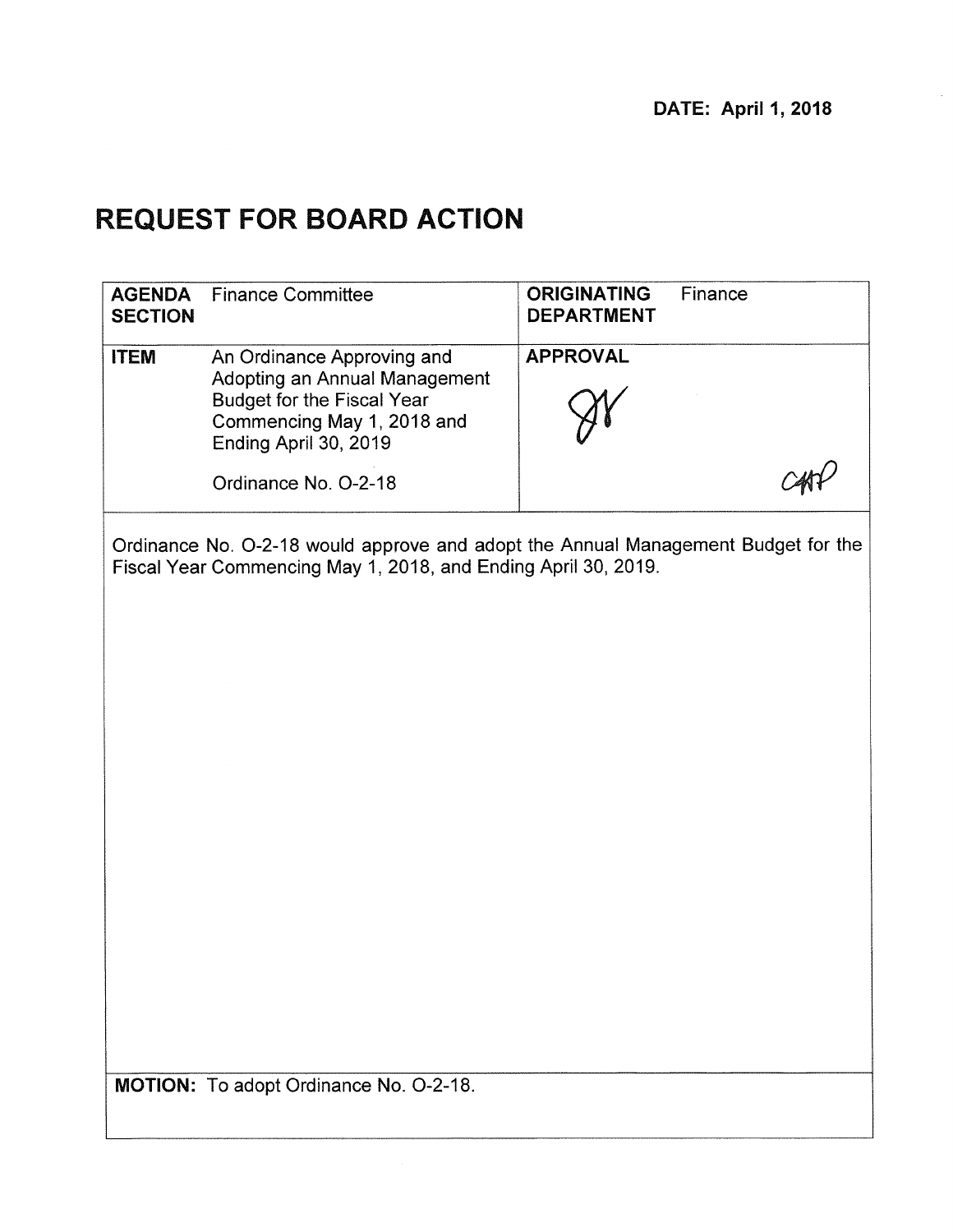**DATE: April 1, 2018**

# REQUEST FOR BOARD ACTION

| **AGENDA SECTION** | Finance Committee | **ORIGINATING DEPARTMENT** | Finance |
|---|---|---|---|
| **ITEM** | An Ordinance Approving and Adopting an Annual Management Budget for the Fiscal Year Commencing May 1, 2018 and Ending April 30, 2019<br><br>Ordinance No. O-2-18 | **APPROVAL** | |

Ordinance No. O-2-18 would approve and adopt the Annual Management Budget for the Fiscal Year Commencing May 1, 2018, and Ending April 30, 2019.

**MOTION:** To adopt Ordinance No. O-2-18.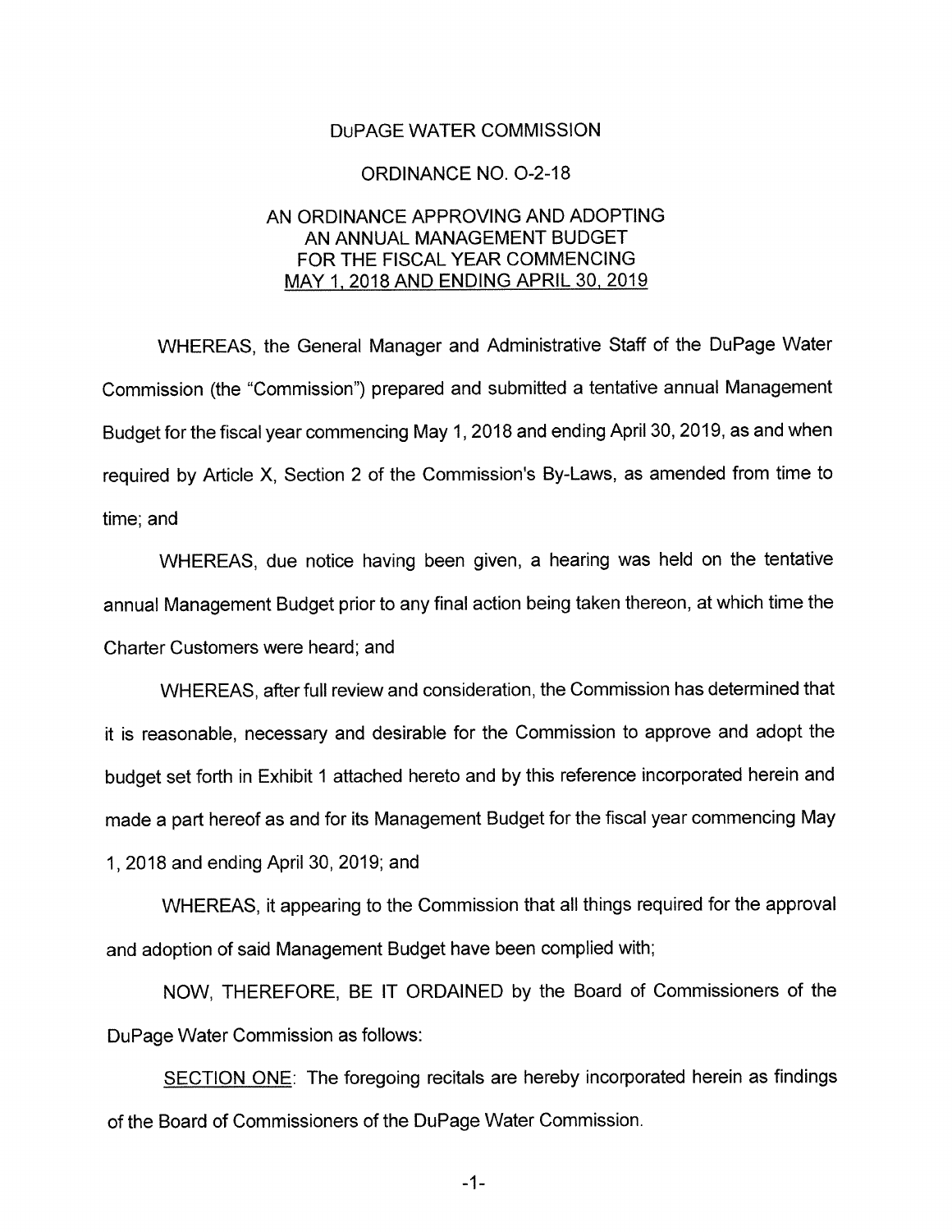DuPAGE WATER COMMISSION

ORDINANCE NO. O-2-18

AN ORDINANCE APPROVING AND ADOPTING
AN ANNUAL MANAGEMENT BUDGET
FOR THE FISCAL YEAR COMMENCING
MAY 1, 2018 AND ENDING APRIL 30, 2019

WHEREAS, the General Manager and Administrative Staff of the DuPage Water Commission (the "Commission") prepared and submitted a tentative annual Management Budget for the fiscal year commencing May 1, 2018 and ending April 30, 2019, as and when required by Article X, Section 2 of the Commission's By-Laws, as amended from time to time; and

WHEREAS, due notice having been given, a hearing was held on the tentative annual Management Budget prior to any final action being taken thereon, at which time the Charter Customers were heard; and

WHEREAS, after full review and consideration, the Commission has determined that it is reasonable, necessary and desirable for the Commission to approve and adopt the budget set forth in Exhibit 1 attached hereto and by this reference incorporated herein and made a part hereof as and for its Management Budget for the fiscal year commencing May 1, 2018 and ending April 30, 2019; and

WHEREAS, it appearing to the Commission that all things required for the approval and adoption of said Management Budget have been complied with;

NOW, THEREFORE, BE IT ORDAINED by the Board of Commissioners of the DuPage Water Commission as follows:

SECTION ONE: The foregoing recitals are hereby incorporated herein as findings of the Board of Commissioners of the DuPage Water Commission.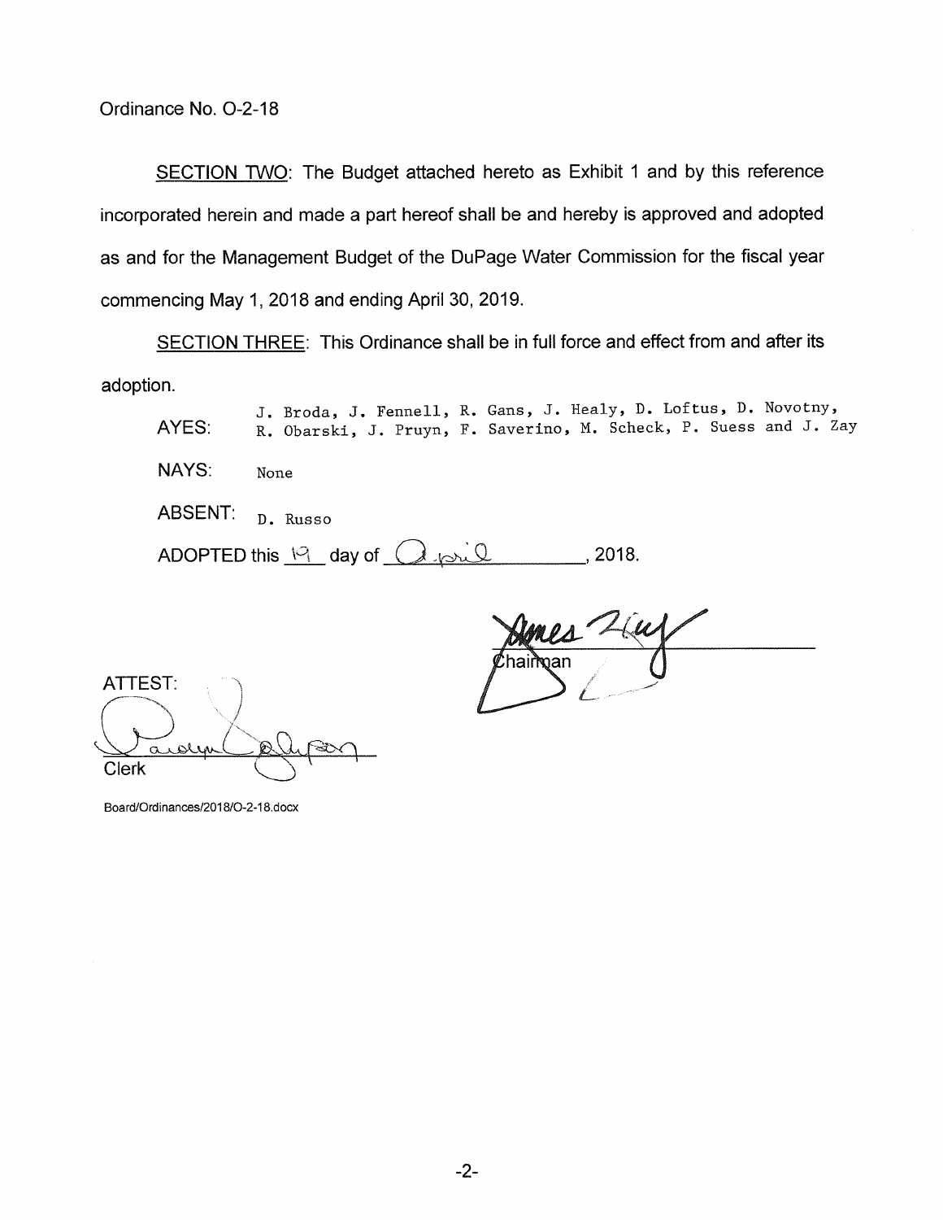Ordinance No. O-2-18

SECTION TWO: The Budget attached hereto as Exhibit 1 and by this reference incorporated herein and made a part hereof shall be and hereby is approved and adopted as and for the Management Budget of the DuPage Water Commission for the fiscal year commencing May 1, 2018 and ending April 30, 2019.

SECTION THREE: This Ordinance shall be in full force and effect from and after its adoption.

AYES: J. Broda, J. Fennell, R. Gans, J. Healy, D. Loftus, D. Novotny, R. Obarski, J. Pruyn, F. Saverino, M. Scheck, P. Suess and J. Zay

NAYS: None

ABSENT: D. Russo

ADOPTED this 19 day of April, 2018.

James Zay
Chairman

ATTEST:

Clerk

Board/Ordinances/2018/O-2-18.docx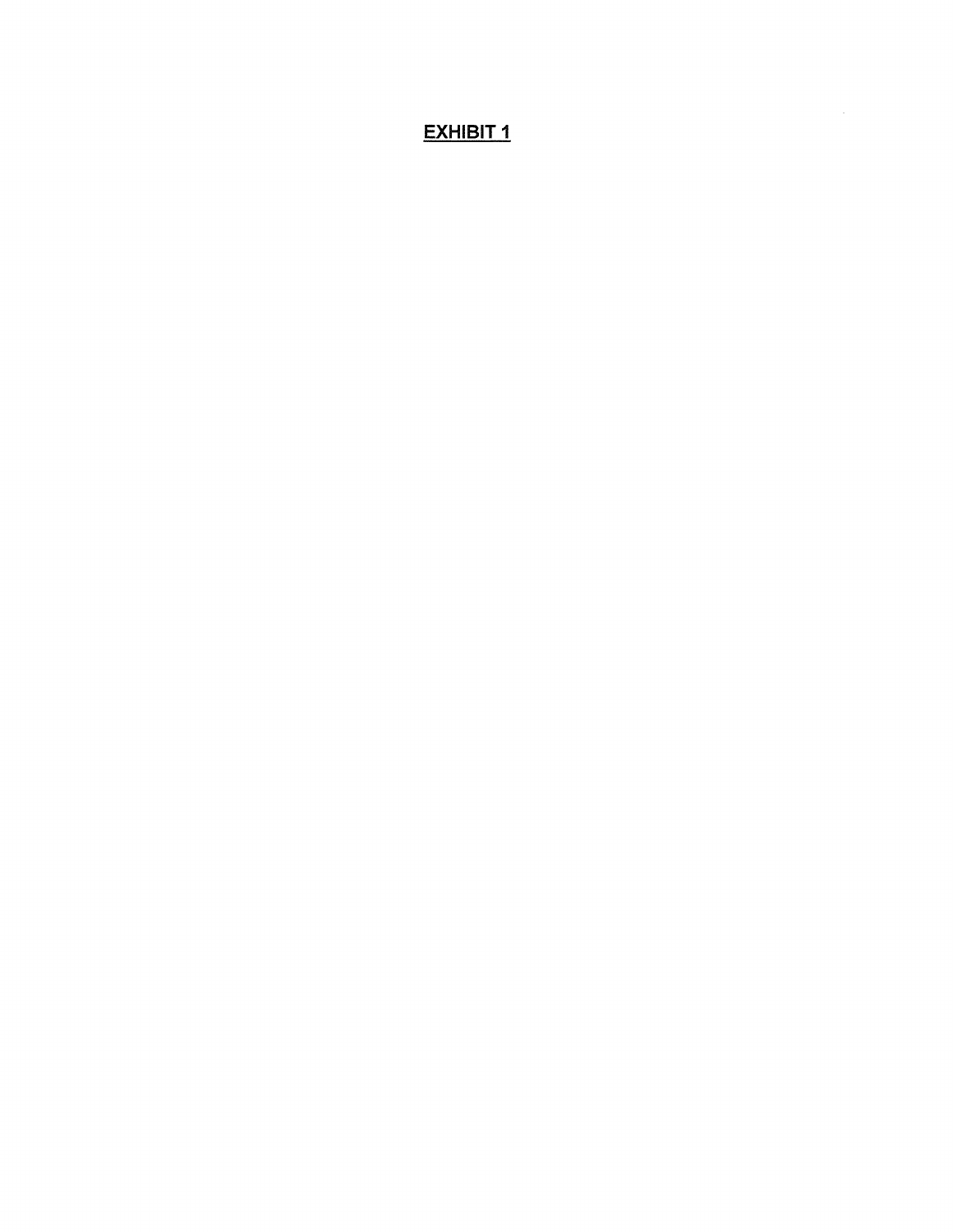**EXHIBIT 1**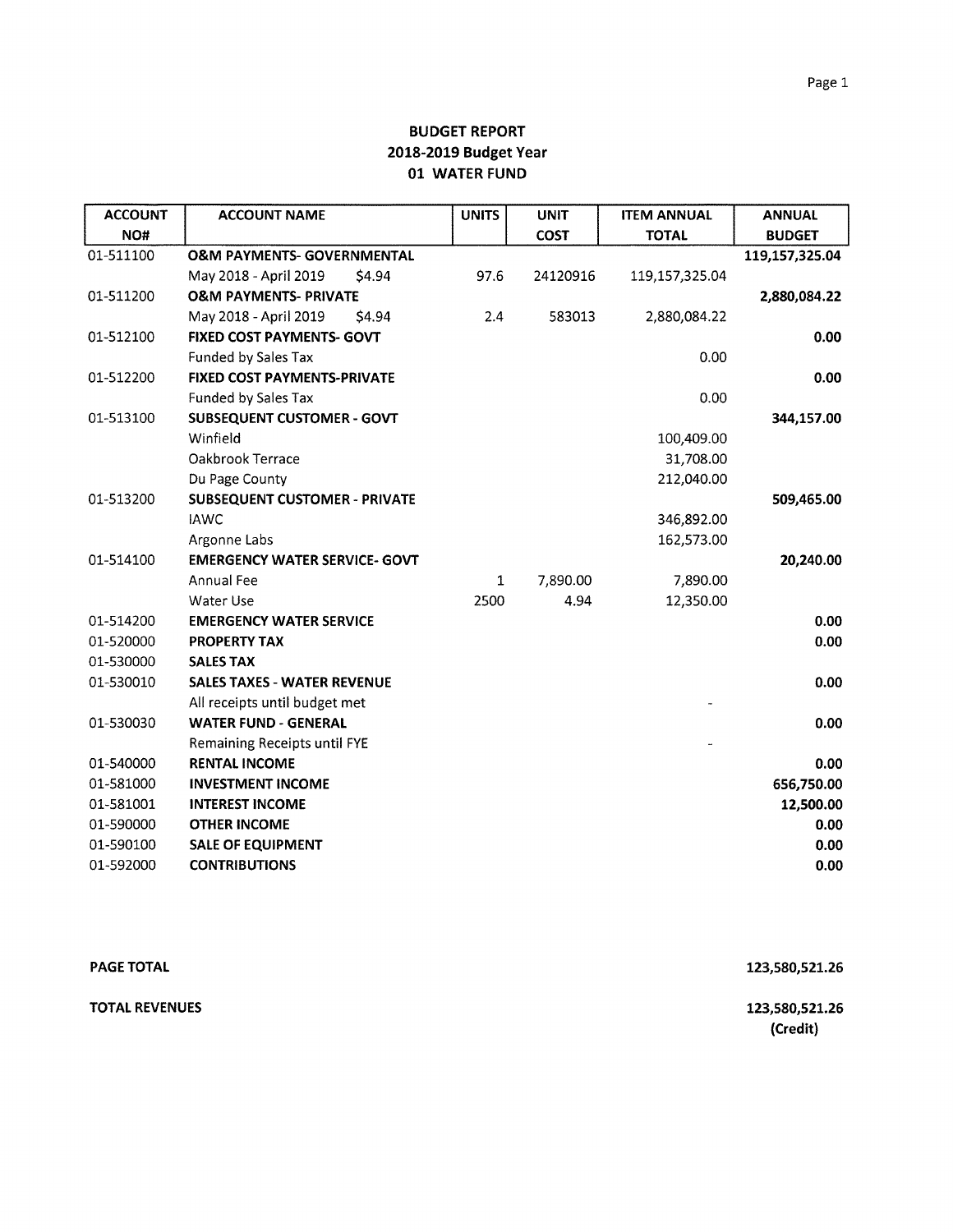**BUDGET REPORT**
**2018-2019 Budget Year**
**01 WATER FUND**

| ACCOUNT NO# | ACCOUNT NAME | UNITS | UNIT COST | ITEM ANNUAL TOTAL | ANNUAL BUDGET |
|---|---|---|---|---|---|
| 01-511100 | **O&M PAYMENTS- GOVERNMENTAL** | | | | **119,157,325.04** |
| | May 2018 - April 2019 $4.94 | 97.6 | 24120916 | 119,157,325.04 | |
| 01-511200 | **O&M PAYMENTS- PRIVATE** | | | | **2,880,084.22** |
| | May 2018 - April 2019 $4.94 | 2.4 | 583013 | 2,880,084.22 | |
| 01-512100 | **FIXED COST PAYMENTS- GOVT** | | | | **0.00** |
| | Funded by Sales Tax | | | 0.00 | |
| 01-512200 | **FIXED COST PAYMENTS-PRIVATE** | | | | **0.00** |
| | Funded by Sales Tax | | | 0.00 | |
| 01-513100 | **SUBSEQUENT CUSTOMER - GOVT** | | | | **344,157.00** |
| | Winfield | | | 100,409.00 | |
| | Oakbrook Terrace | | | 31,708.00 | |
| | Du Page County | | | 212,040.00 | |
| 01-513200 | **SUBSEQUENT CUSTOMER - PRIVATE** | | | | **509,465.00** |
| | IAWC | | | 346,892.00 | |
| | Argonne Labs | | | 162,573.00 | |
| 01-514100 | **EMERGENCY WATER SERVICE- GOVT** | | | | **20,240.00** |
| | Annual Fee | 1 | 7,890.00 | 7,890.00 | |
| | Water Use | 2500 | 4.94 | 12,350.00 | |
| 01-514200 | **EMERGENCY WATER SERVICE** | | | | **0.00** |
| 01-520000 | **PROPERTY TAX** | | | | **0.00** |
| 01-530000 | **SALES TAX** | | | | |
| 01-530010 | **SALES TAXES - WATER REVENUE** | | | | **0.00** |
| | All receipts until budget met | | | - | |
| 01-530030 | **WATER FUND - GENERAL** | | | | **0.00** |
| | Remaining Receipts until FYE | | | - | |
| 01-540000 | **RENTAL INCOME** | | | | **0.00** |
| 01-581000 | **INVESTMENT INCOME** | | | | **656,750.00** |
| 01-581001 | **INTEREST INCOME** | | | | **12,500.00** |
| 01-590000 | **OTHER INCOME** | | | | **0.00** |
| 01-590100 | **SALE OF EQUIPMENT** | | | | **0.00** |
| 01-592000 | **CONTRIBUTIONS** | | | | **0.00** |

**PAGE TOTAL** **123,580,521.26**

**TOTAL REVENUES** **123,580,521.26**
**(Credit)**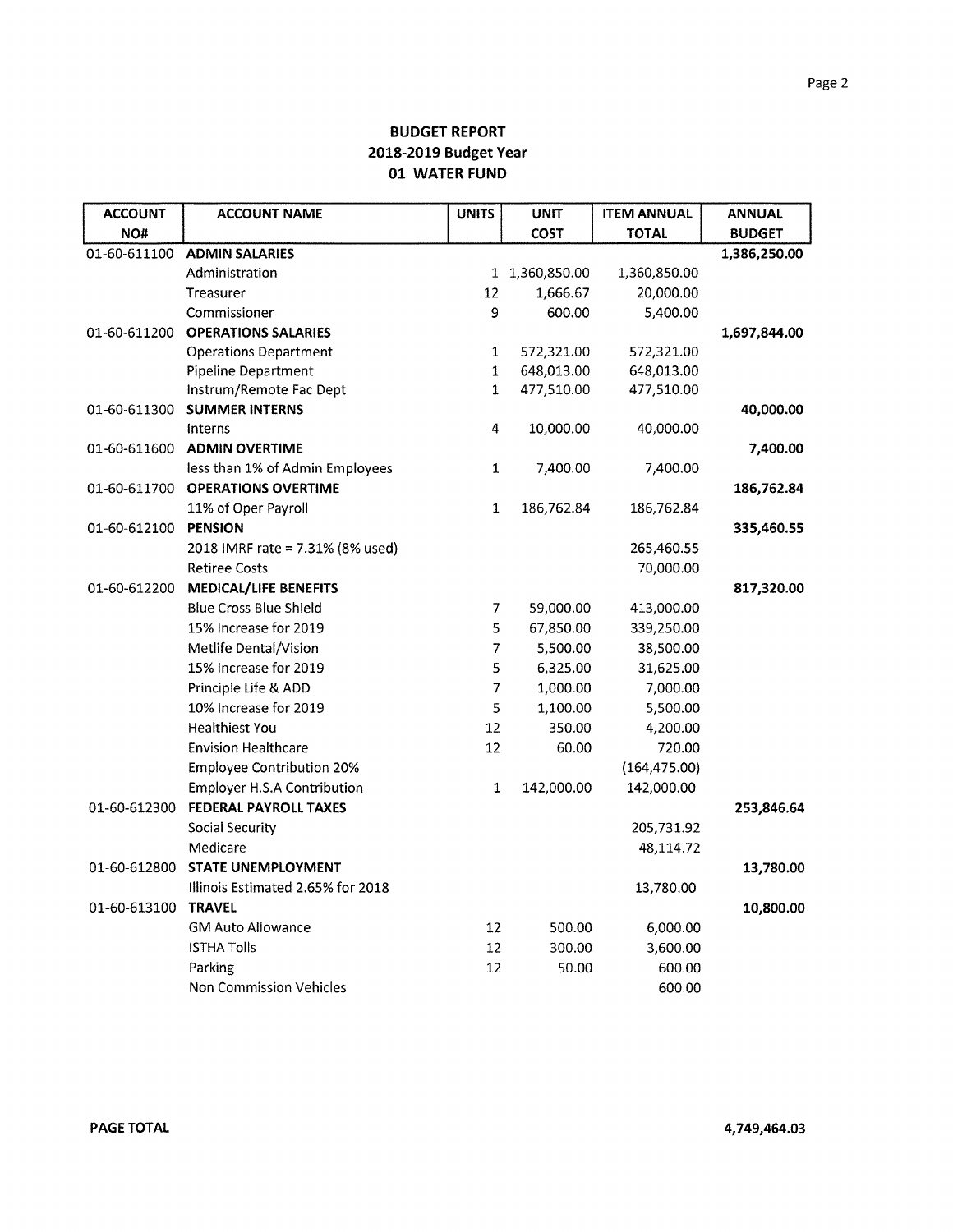**BUDGET REPORT**
**2018-2019 Budget Year**
**01 WATER FUND**

| ACCOUNT NO# | ACCOUNT NAME | UNITS | UNIT COST | ITEM ANNUAL TOTAL | ANNUAL BUDGET |
|---|---|---|---|---|---|
| 01-60-611100 | **ADMIN SALARIES** | | | | **1,386,250.00** |
| | Administration | 1 | 1,360,850.00 | 1,360,850.00 | |
| | Treasurer | 12 | 1,666.67 | 20,000.00 | |
| | Commissioner | 9 | 600.00 | 5,400.00 | |
| 01-60-611200 | **OPERATIONS SALARIES** | | | | **1,697,844.00** |
| | Operations Department | 1 | 572,321.00 | 572,321.00 | |
| | Pipeline Department | 1 | 648,013.00 | 648,013.00 | |
| | Instrum/Remote Fac Dept | 1 | 477,510.00 | 477,510.00 | |
| 01-60-611300 | **SUMMER INTERNS** | | | | **40,000.00** |
| | Interns | 4 | 10,000.00 | 40,000.00 | |
| 01-60-611600 | **ADMIN OVERTIME** | | | | **7,400.00** |
| | less than 1% of Admin Employees | 1 | 7,400.00 | 7,400.00 | |
| 01-60-611700 | **OPERATIONS OVERTIME** | | | | **186,762.84** |
| | 11% of Oper Payroll | 1 | 186,762.84 | 186,762.84 | |
| 01-60-612100 | **PENSION** | | | | **335,460.55** |
| | 2018 IMRF rate = 7.31% (8% used) | | | 265,460.55 | |
| | Retiree Costs | | | 70,000.00 | |
| 01-60-612200 | **MEDICAL/LIFE BENEFITS** | | | | **817,320.00** |
| | Blue Cross Blue Shield | 7 | 59,000.00 | 413,000.00 | |
| | 15% Increase for 2019 | 5 | 67,850.00 | 339,250.00 | |
| | Metlife Dental/Vision | 7 | 5,500.00 | 38,500.00 | |
| | 15% Increase for 2019 | 5 | 6,325.00 | 31,625.00 | |
| | Principle Life & ADD | 7 | 1,000.00 | 7,000.00 | |
| | 10% Increase for 2019 | 5 | 1,100.00 | 5,500.00 | |
| | Healthiest You | 12 | 350.00 | 4,200.00 | |
| | Envision Healthcare | 12 | 60.00 | 720.00 | |
| | Employee Contribution 20% | | | (164,475.00) | |
| | Employer H.S.A Contribution | 1 | 142,000.00 | 142,000.00 | |
| 01-60-612300 | **FEDERAL PAYROLL TAXES** | | | | **253,846.64** |
| | Social Security | | | 205,731.92 | |
| | Medicare | | | 48,114.72 | |
| 01-60-612800 | **STATE UNEMPLOYMENT** | | | | **13,780.00** |
| | Illinois Estimated 2.65% for 2018 | | | 13,780.00 | |
| 01-60-613100 | **TRAVEL** | | | | **10,800.00** |
| | GM Auto Allowance | 12 | 500.00 | 6,000.00 | |
| | ISTHA Tolls | 12 | 300.00 | 3,600.00 | |
| | Parking | 12 | 50.00 | 600.00 | |
| | Non Commission Vehicles | | | 600.00 | |

**PAGE TOTAL** **4,749,464.03**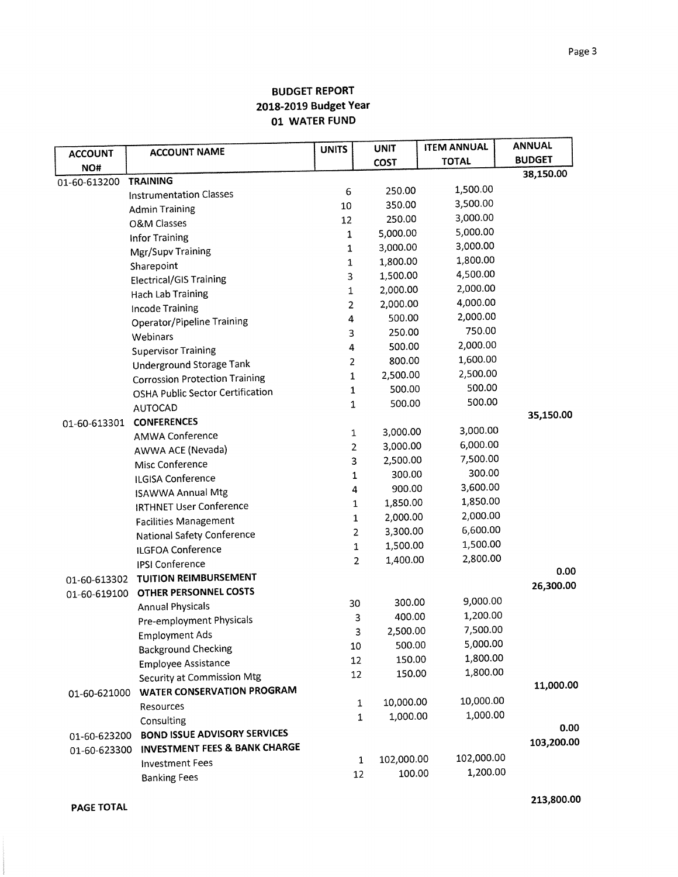# BUDGET REPORT
## 2018-2019 Budget Year
## 01 WATER FUND

| ACCOUNT NO# | ACCOUNT NAME | UNITS | UNIT COST | ITEM ANNUAL TOTAL | ANNUAL BUDGET |
|---|---|---|---|---|---|
| 01-60-613200 | **TRAINING** | | | | 38,150.00 |
| | Instrumentation Classes | 6 | 250.00 | 1,500.00 | |
| | Admin Training | 10 | 350.00 | 3,500.00 | |
| | O&M Classes | 12 | 250.00 | 3,000.00 | |
| | Infor Training | 1 | 5,000.00 | 5,000.00 | |
| | Mgr/Supv Training | 1 | 3,000.00 | 3,000.00 | |
| | Sharepoint | 1 | 1,800.00 | 1,800.00 | |
| | Electrical/GIS Training | 3 | 1,500.00 | 4,500.00 | |
| | Hach Lab Training | 1 | 2,000.00 | 2,000.00 | |
| | Incode Training | 2 | 2,000.00 | 4,000.00 | |
| | Operator/Pipeline Training | 4 | 500.00 | 2,000.00 | |
| | Webinars | 3 | 250.00 | 750.00 | |
| | Supervisor Training | 4 | 500.00 | 2,000.00 | |
| | Underground Storage Tank | 2 | 800.00 | 1,600.00 | |
| | Corrossion Protection Training | 1 | 2,500.00 | 2,500.00 | |
| | OSHA Public Sector Certification | 1 | 500.00 | 500.00 | |
| | AUTOCAD | 1 | 500.00 | 500.00 | |
| 01-60-613301 | **CONFERENCES** | | | | 35,150.00 |
| | AMWA Conference | 1 | 3,000.00 | 3,000.00 | |
| | AWWA ACE (Nevada) | 2 | 3,000.00 | 6,000.00 | |
| | Misc Conference | 3 | 2,500.00 | 7,500.00 | |
| | ILGISA Conference | 1 | 300.00 | 300.00 | |
| | ISAWWA Annual Mtg | 4 | 900.00 | 3,600.00 | |
| | IRTHNET User Conference | 1 | 1,850.00 | 1,850.00 | |
| | Facilities Management | 1 | 2,000.00 | 2,000.00 | |
| | National Safety Conference | 2 | 3,300.00 | 6,600.00 | |
| | ILGFOA Conference | 1 | 1,500.00 | 1,500.00 | |
| | IPSI Conference | 2 | 1,400.00 | 2,800.00 | |
| 01-60-613302 | **TUITION REIMBURSEMENT** | | | | 0.00 |
| 01-60-619100 | **OTHER PERSONNEL COSTS** | | | | 26,300.00 |
| | Annual Physicals | 30 | 300.00 | 9,000.00 | |
| | Pre-employment Physicals | 3 | 400.00 | 1,200.00 | |
| | Employment Ads | 3 | 2,500.00 | 7,500.00 | |
| | Background Checking | 10 | 500.00 | 5,000.00 | |
| | Employee Assistance | 12 | 150.00 | 1,800.00 | |
| | Security at Commission Mtg | 12 | 150.00 | 1,800.00 | |
| 01-60-621000 | **WATER CONSERVATION PROGRAM** | | | | 11,000.00 |
| | Resources | 1 | 10,000.00 | 10,000.00 | |
| | Consulting | 1 | 1,000.00 | 1,000.00 | |
| 01-60-623200 | **BOND ISSUE ADVISORY SERVICES** | | | | 0.00 |
| 01-60-623300 | **INVESTMENT FEES & BANK CHARGE** | | | | 103,200.00 |
| | Investment Fees | 1 | 102,000.00 | 102,000.00 | |
| | Banking Fees | 12 | 100.00 | 1,200.00 | |
| | **PAGE TOTAL** | | | | 213,800.00 |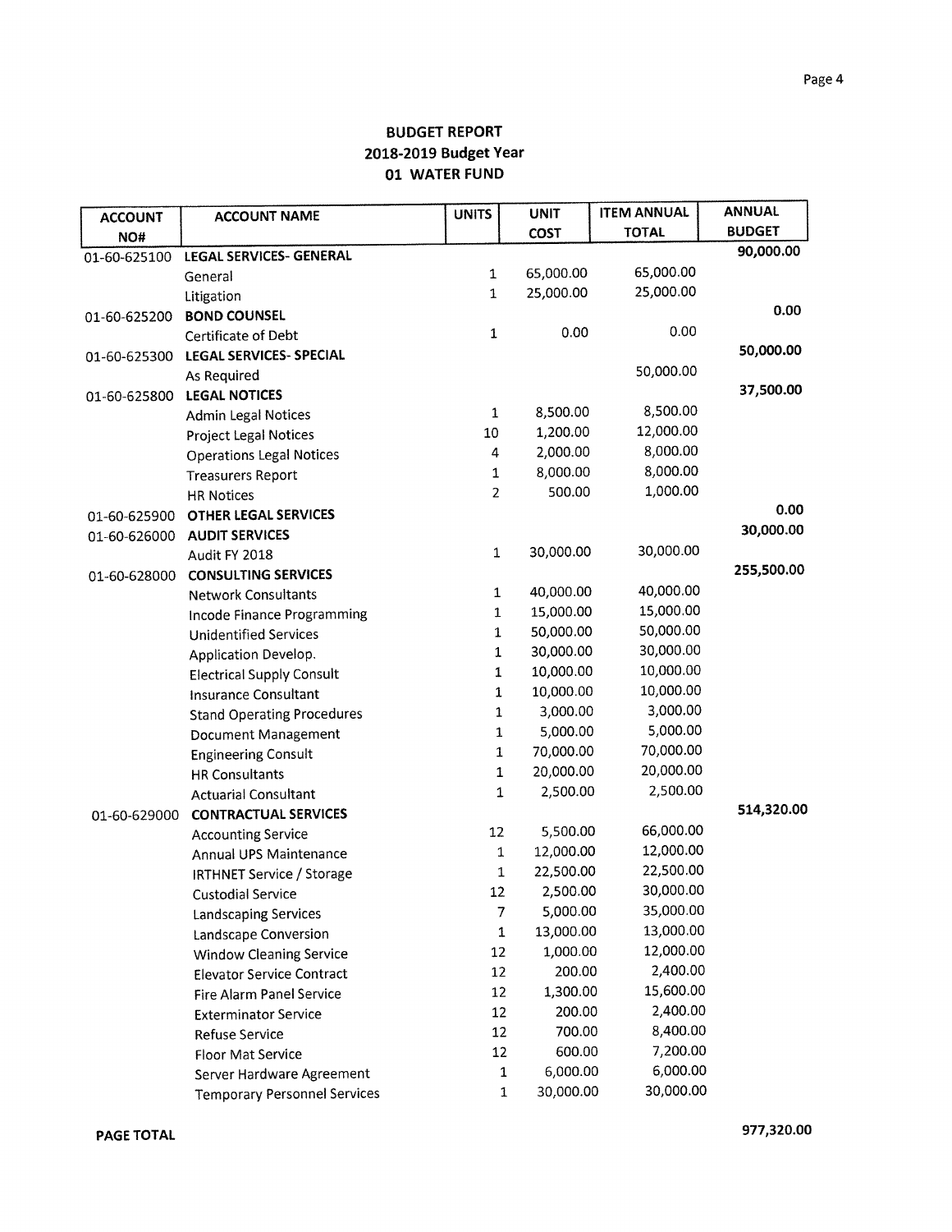# BUDGET REPORT
## 2018-2019 Budget Year
## 01 WATER FUND

| ACCOUNT NO# | ACCOUNT NAME | UNITS | UNIT COST | ITEM ANNUAL TOTAL | ANNUAL BUDGET |
|---|---|---|---|---|---|
| 01-60-625100 | **LEGAL SERVICES- GENERAL** | | | | 90,000.00 |
| | General | 1 | 65,000.00 | 65,000.00 | |
| | Litigation | 1 | 25,000.00 | 25,000.00 | |
| 01-60-625200 | **BOND COUNSEL** | | | | 0.00 |
| | Certificate of Debt | 1 | 0.00 | 0.00 | |
| 01-60-625300 | **LEGAL SERVICES- SPECIAL** | | | | 50,000.00 |
| | As Required | | | 50,000.00 | |
| 01-60-625800 | **LEGAL NOTICES** | | | | 37,500.00 |
| | Admin Legal Notices | 1 | 8,500.00 | 8,500.00 | |
| | Project Legal Notices | 10 | 1,200.00 | 12,000.00 | |
| | Operations Legal Notices | 4 | 2,000.00 | 8,000.00 | |
| | Treasurers Report | 1 | 8,000.00 | 8,000.00 | |
| | HR Notices | 2 | 500.00 | 1,000.00 | |
| 01-60-625900 | **OTHER LEGAL SERVICES** | | | | 0.00 |
| 01-60-626000 | **AUDIT SERVICES** | | | | 30,000.00 |
| | Audit FY 2018 | 1 | 30,000.00 | 30,000.00 | |
| 01-60-628000 | **CONSULTING SERVICES** | | | | 255,500.00 |
| | Network Consultants | 1 | 40,000.00 | 40,000.00 | |
| | Incode Finance Programming | 1 | 15,000.00 | 15,000.00 | |
| | Unidentified Services | 1 | 50,000.00 | 50,000.00 | |
| | Application Develop. | 1 | 30,000.00 | 30,000.00 | |
| | Electrical Supply Consult | 1 | 10,000.00 | 10,000.00 | |
| | Insurance Consultant | 1 | 10,000.00 | 10,000.00 | |
| | Stand Operating Procedures | 1 | 3,000.00 | 3,000.00 | |
| | Document Management | 1 | 5,000.00 | 5,000.00 | |
| | Engineering Consult | 1 | 70,000.00 | 70,000.00 | |
| | HR Consultants | 1 | 20,000.00 | 20,000.00 | |
| | Actuarial Consultant | 1 | 2,500.00 | 2,500.00 | |
| 01-60-629000 | **CONTRACTUAL SERVICES** | | | | 514,320.00 |
| | Accounting Service | 12 | 5,500.00 | 66,000.00 | |
| | Annual UPS Maintenance | 1 | 12,000.00 | 12,000.00 | |
| | IRTHNET Service / Storage | 1 | 22,500.00 | 22,500.00 | |
| | Custodial Service | 12 | 2,500.00 | 30,000.00 | |
| | Landscaping Services | 7 | 5,000.00 | 35,000.00 | |
| | Landscape Conversion | 1 | 13,000.00 | 13,000.00 | |
| | Window Cleaning Service | 12 | 1,000.00 | 12,000.00 | |
| | Elevator Service Contract | 12 | 200.00 | 2,400.00 | |
| | Fire Alarm Panel Service | 12 | 1,300.00 | 15,600.00 | |
| | Exterminator Service | 12 | 200.00 | 2,400.00 | |
| | Refuse Service | 12 | 700.00 | 8,400.00 | |
| | Floor Mat Service | 12 | 600.00 | 7,200.00 | |
| | Server Hardware Agreement | 1 | 6,000.00 | 6,000.00 | |
| | Temporary Personnel Services | 1 | 30,000.00 | 30,000.00 | |

**PAGE TOTAL** 977,320.00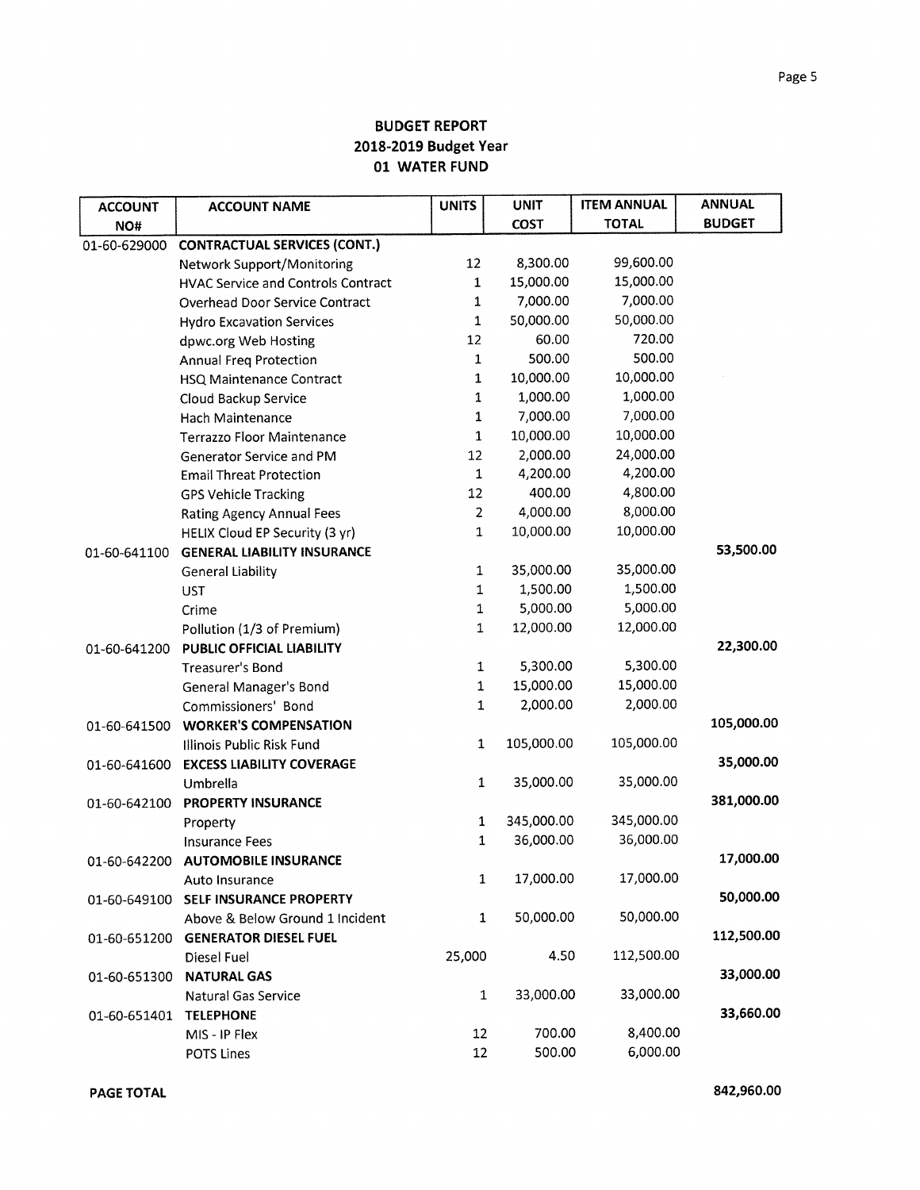## BUDGET REPORT
## 2018-2019 Budget Year
## 01 WATER FUND

| ACCOUNT NO# | ACCOUNT NAME | UNITS | UNIT COST | ITEM ANNUAL TOTAL | ANNUAL BUDGET |
|---|---|---|---|---|---|
| 01-60-629000 | **CONTRACTUAL SERVICES (CONT.)** | | | | |
| | Network Support/Monitoring | 12 | 8,300.00 | 99,600.00 | |
| | HVAC Service and Controls Contract | 1 | 15,000.00 | 15,000.00 | |
| | Overhead Door Service Contract | 1 | 7,000.00 | 7,000.00 | |
| | Hydro Excavation Services | 1 | 50,000.00 | 50,000.00 | |
| | dpwc.org Web Hosting | 12 | 60.00 | 720.00 | |
| | Annual Freq Protection | 1 | 500.00 | 500.00 | |
| | HSQ Maintenance Contract | 1 | 10,000.00 | 10,000.00 | |
| | Cloud Backup Service | 1 | 1,000.00 | 1,000.00 | |
| | Hach Maintenance | 1 | 7,000.00 | 7,000.00 | |
| | Terrazzo Floor Maintenance | 1 | 10,000.00 | 10,000.00 | |
| | Generator Service and PM | 12 | 2,000.00 | 24,000.00 | |
| | Email Threat Protection | 1 | 4,200.00 | 4,200.00 | |
| | GPS Vehicle Tracking | 12 | 400.00 | 4,800.00 | |
| | Rating Agency Annual Fees | 2 | 4,000.00 | 8,000.00 | |
| | HELIX Cloud EP Security (3 yr) | 1 | 10,000.00 | 10,000.00 | |
| 01-60-641100 | **GENERAL LIABILITY INSURANCE** | | | | **53,500.00** |
| | General Liability | 1 | 35,000.00 | 35,000.00 | |
| | UST | 1 | 1,500.00 | 1,500.00 | |
| | Crime | 1 | 5,000.00 | 5,000.00 | |
| | Pollution (1/3 of Premium) | 1 | 12,000.00 | 12,000.00 | |
| 01-60-641200 | **PUBLIC OFFICIAL LIABILITY** | | | | **22,300.00** |
| | Treasurer's Bond | 1 | 5,300.00 | 5,300.00 | |
| | General Manager's Bond | 1 | 15,000.00 | 15,000.00 | |
| | Commissioners' Bond | 1 | 2,000.00 | 2,000.00 | |
| 01-60-641500 | **WORKER'S COMPENSATION** | | | | **105,000.00** |
| | Illinois Public Risk Fund | 1 | 105,000.00 | 105,000.00 | |
| 01-60-641600 | **EXCESS LIABILITY COVERAGE** | | | | **35,000.00** |
| | Umbrella | 1 | 35,000.00 | 35,000.00 | |
| 01-60-642100 | **PROPERTY INSURANCE** | | | | **381,000.00** |
| | Property | 1 | 345,000.00 | 345,000.00 | |
| | Insurance Fees | 1 | 36,000.00 | 36,000.00 | |
| 01-60-642200 | **AUTOMOBILE INSURANCE** | | | | **17,000.00** |
| | Auto Insurance | 1 | 17,000.00 | 17,000.00 | |
| 01-60-649100 | **SELF INSURANCE PROPERTY** | | | | **50,000.00** |
| | Above & Below Ground 1 Incident | 1 | 50,000.00 | 50,000.00 | |
| 01-60-651200 | **GENERATOR DIESEL FUEL** | | | | **112,500.00** |
| | Diesel Fuel | 25,000 | 4.50 | 112,500.00 | |
| 01-60-651300 | **NATURAL GAS** | | | | **33,000.00** |
| | Natural Gas Service | 1 | 33,000.00 | 33,000.00 | |
| 01-60-651401 | **TELEPHONE** | | | | **33,660.00** |
| | MIS - IP Flex | 12 | 700.00 | 8,400.00 | |
| | POTS Lines | 12 | 500.00 | 6,000.00 | |
| **PAGE TOTAL** | | | | | **842,960.00** |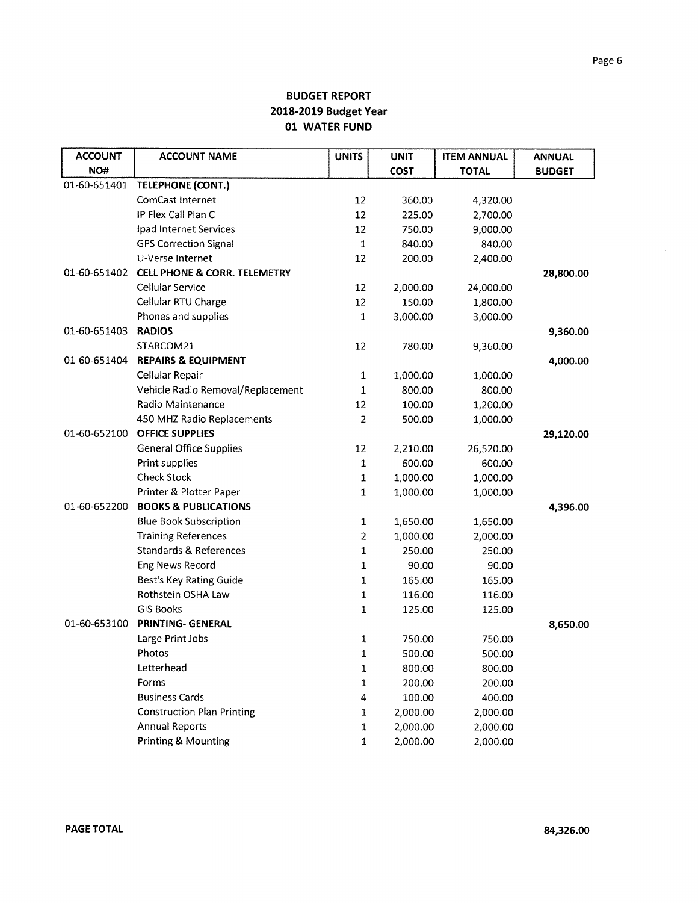**BUDGET REPORT**
**2018-2019 Budget Year**
**01 WATER FUND**

| ACCOUNT NO# | ACCOUNT NAME | UNITS | UNIT COST | ITEM ANNUAL TOTAL | ANNUAL BUDGET |
|---|---|---|---|---|---|
| 01-60-651401 | **TELEPHONE (CONT.)** | | | | |
| | ComCast Internet | 12 | 360.00 | 4,320.00 | |
| | IP Flex Call Plan C | 12 | 225.00 | 2,700.00 | |
| | Ipad Internet Services | 12 | 750.00 | 9,000.00 | |
| | GPS Correction Signal | 1 | 840.00 | 840.00 | |
| | U-Verse Internet | 12 | 200.00 | 2,400.00 | |
| 01-60-651402 | **CELL PHONE & CORR. TELEMETRY** | | | | **28,800.00** |
| | Cellular Service | 12 | 2,000.00 | 24,000.00 | |
| | Cellular RTU Charge | 12 | 150.00 | 1,800.00 | |
| | Phones and supplies | 1 | 3,000.00 | 3,000.00 | |
| 01-60-651403 | **RADIOS** | | | | **9,360.00** |
| | STARCOM21 | 12 | 780.00 | 9,360.00 | |
| 01-60-651404 | **REPAIRS & EQUIPMENT** | | | | **4,000.00** |
| | Cellular Repair | 1 | 1,000.00 | 1,000.00 | |
| | Vehicle Radio Removal/Replacement | 1 | 800.00 | 800.00 | |
| | Radio Maintenance | 12 | 100.00 | 1,200.00 | |
| | 450 MHZ Radio Replacements | 2 | 500.00 | 1,000.00 | |
| 01-60-652100 | **OFFICE SUPPLIES** | | | | **29,120.00** |
| | General Office Supplies | 12 | 2,210.00 | 26,520.00 | |
| | Print supplies | 1 | 600.00 | 600.00 | |
| | Check Stock | 1 | 1,000.00 | 1,000.00 | |
| | Printer & Plotter Paper | 1 | 1,000.00 | 1,000.00 | |
| 01-60-652200 | **BOOKS & PUBLICATIONS** | | | | **4,396.00** |
| | Blue Book Subscription | 1 | 1,650.00 | 1,650.00 | |
| | Training References | 2 | 1,000.00 | 2,000.00 | |
| | Standards & References | 1 | 250.00 | 250.00 | |
| | Eng News Record | 1 | 90.00 | 90.00 | |
| | Best's Key Rating Guide | 1 | 165.00 | 165.00 | |
| | Rothstein OSHA Law | 1 | 116.00 | 116.00 | |
| | GIS Books | 1 | 125.00 | 125.00 | |
| 01-60-653100 | **PRINTING- GENERAL** | | | | **8,650.00** |
| | Large Print Jobs | 1 | 750.00 | 750.00 | |
| | Photos | 1 | 500.00 | 500.00 | |
| | Letterhead | 1 | 800.00 | 800.00 | |
| | Forms | 1 | 200.00 | 200.00 | |
| | Business Cards | 4 | 100.00 | 400.00 | |
| | Construction Plan Printing | 1 | 2,000.00 | 2,000.00 | |
| | Annual Reports | 1 | 2,000.00 | 2,000.00 | |
| | Printing & Mounting | 1 | 2,000.00 | 2,000.00 | |

**PAGE TOTAL** **84,326.00**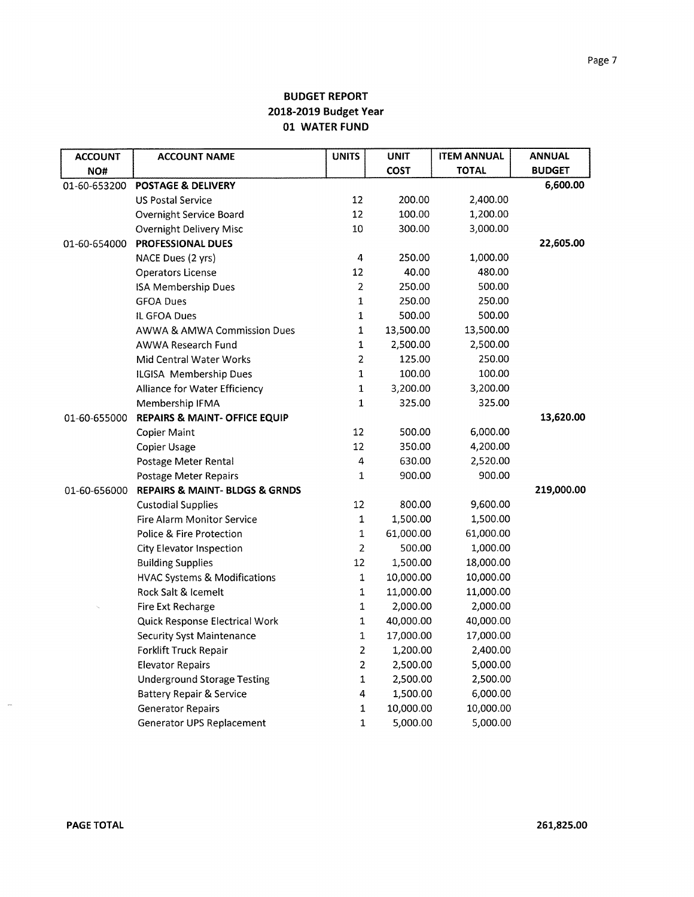## BUDGET REPORT
## 2018-2019 Budget Year
## 01 WATER FUND

| ACCOUNT NO# | ACCOUNT NAME | UNITS | UNIT COST | ITEM ANNUAL TOTAL | ANNUAL BUDGET |
|---|---|---|---|---|---|
| 01-60-653200 | **POSTAGE & DELIVERY** | | | | 6,600.00 |
| | US Postal Service | 12 | 200.00 | 2,400.00 | |
| | Overnight Service Board | 12 | 100.00 | 1,200.00 | |
| | Overnight Delivery Misc | 10 | 300.00 | 3,000.00 | |
| 01-60-654000 | **PROFESSIONAL DUES** | | | | 22,605.00 |
| | NACE Dues (2 yrs) | 4 | 250.00 | 1,000.00 | |
| | Operators License | 12 | 40.00 | 480.00 | |
| | ISA Membership Dues | 2 | 250.00 | 500.00 | |
| | GFOA Dues | 1 | 250.00 | 250.00 | |
| | IL GFOA Dues | 1 | 500.00 | 500.00 | |
| | AWWA & AMWA Commission Dues | 1 | 13,500.00 | 13,500.00 | |
| | AWWA Research Fund | 1 | 2,500.00 | 2,500.00 | |
| | Mid Central Water Works | 2 | 125.00 | 250.00 | |
| | ILGISA Membership Dues | 1 | 100.00 | 100.00 | |
| | Alliance for Water Efficiency | 1 | 3,200.00 | 3,200.00 | |
| | Membership IFMA | 1 | 325.00 | 325.00 | |
| 01-60-655000 | **REPAIRS & MAINT- OFFICE EQUIP** | | | | 13,620.00 |
| | Copier Maint | 12 | 500.00 | 6,000.00 | |
| | Copier Usage | 12 | 350.00 | 4,200.00 | |
| | Postage Meter Rental | 4 | 630.00 | 2,520.00 | |
| | Postage Meter Repairs | 1 | 900.00 | 900.00 | |
| 01-60-656000 | **REPAIRS & MAINT- BLDGS & GRNDS** | | | | 219,000.00 |
| | Custodial Supplies | 12 | 800.00 | 9,600.00 | |
| | Fire Alarm Monitor Service | 1 | 1,500.00 | 1,500.00 | |
| | Police & Fire Protection | 1 | 61,000.00 | 61,000.00 | |
| | City Elevator Inspection | 2 | 500.00 | 1,000.00 | |
| | Building Supplies | 12 | 1,500.00 | 18,000.00 | |
| | HVAC Systems & Modifications | 1 | 10,000.00 | 10,000.00 | |
| | Rock Salt & Icemelt | 1 | 11,000.00 | 11,000.00 | |
| | Fire Ext Recharge | 1 | 2,000.00 | 2,000.00 | |
| | Quick Response Electrical Work | 1 | 40,000.00 | 40,000.00 | |
| | Security Syst Maintenance | 1 | 17,000.00 | 17,000.00 | |
| | Forklift Truck Repair | 2 | 1,200.00 | 2,400.00 | |
| | Elevator Repairs | 2 | 2,500.00 | 5,000.00 | |
| | Underground Storage Testing | 1 | 2,500.00 | 2,500.00 | |
| | Battery Repair & Service | 4 | 1,500.00 | 6,000.00 | |
| | Generator Repairs | 1 | 10,000.00 | 10,000.00 | |
| | Generator UPS Replacement | 1 | 5,000.00 | 5,000.00 | |

**PAGE TOTAL** 261,825.00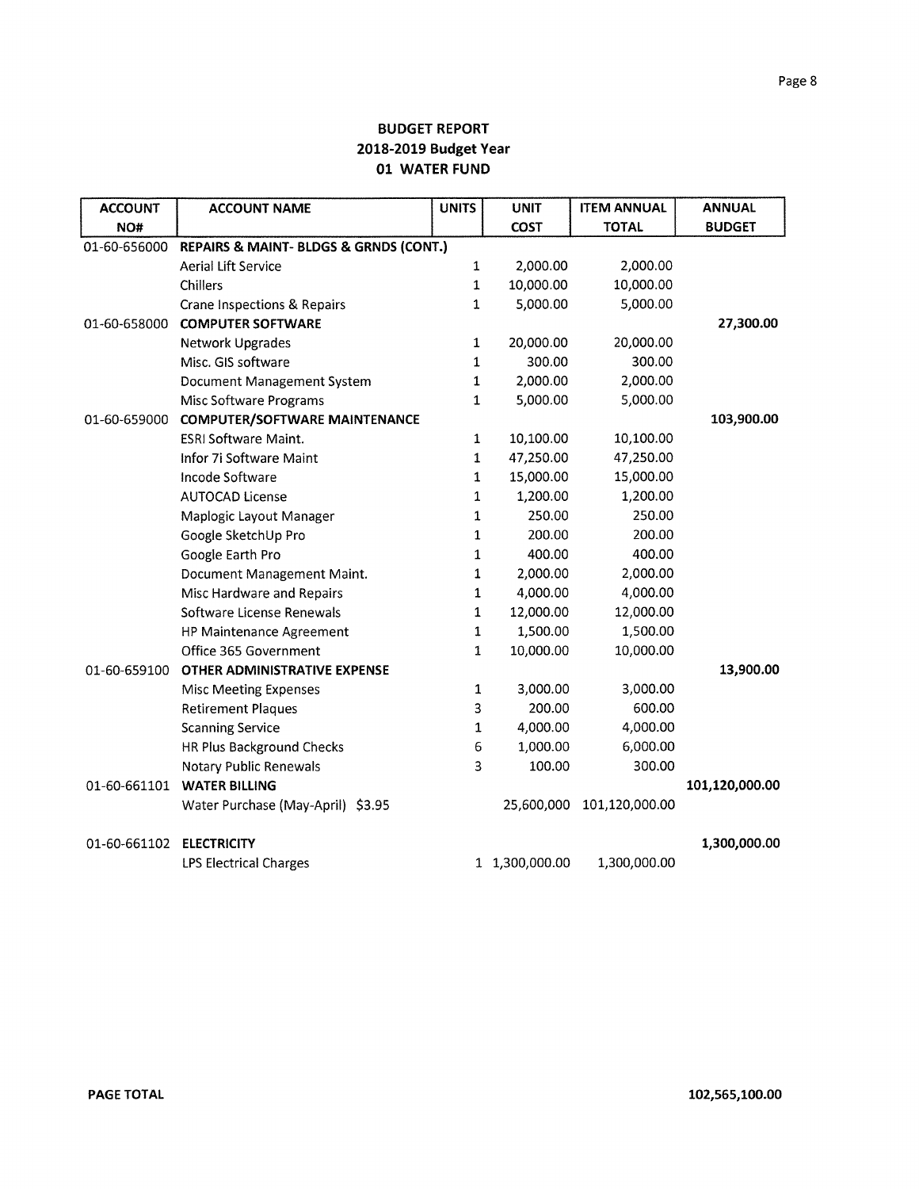# BUDGET REPORT
## 2018-2019 Budget Year
## 01 WATER FUND

| ACCOUNT NO# | ACCOUNT NAME | UNITS | UNIT COST | ITEM ANNUAL TOTAL | ANNUAL BUDGET |
|---|---|---|---|---|---|
| 01-60-656000 | **REPAIRS & MAINT- BLDGS & GRNDS (CONT.)** | | | | |
| | Aerial Lift Service | 1 | 2,000.00 | 2,000.00 | |
| | Chillers | 1 | 10,000.00 | 10,000.00 | |
| | Crane Inspections & Repairs | 1 | 5,000.00 | 5,000.00 | |
| 01-60-658000 | **COMPUTER SOFTWARE** | | | | **27,300.00** |
| | Network Upgrades | 1 | 20,000.00 | 20,000.00 | |
| | Misc. GIS software | 1 | 300.00 | 300.00 | |
| | Document Management System | 1 | 2,000.00 | 2,000.00 | |
| | Misc Software Programs | 1 | 5,000.00 | 5,000.00 | |
| 01-60-659000 | **COMPUTER/SOFTWARE MAINTENANCE** | | | | **103,900.00** |
| | ESRI Software Maint. | 1 | 10,100.00 | 10,100.00 | |
| | Infor 7i Software Maint | 1 | 47,250.00 | 47,250.00 | |
| | Incode Software | 1 | 15,000.00 | 15,000.00 | |
| | AUTOCAD License | 1 | 1,200.00 | 1,200.00 | |
| | Maplogic Layout Manager | 1 | 250.00 | 250.00 | |
| | Google SketchUp Pro | 1 | 200.00 | 200.00 | |
| | Google Earth Pro | 1 | 400.00 | 400.00 | |
| | Document Management Maint. | 1 | 2,000.00 | 2,000.00 | |
| | Misc Hardware and Repairs | 1 | 4,000.00 | 4,000.00 | |
| | Software License Renewals | 1 | 12,000.00 | 12,000.00 | |
| | HP Maintenance Agreement | 1 | 1,500.00 | 1,500.00 | |
| | Office 365 Government | 1 | 10,000.00 | 10,000.00 | |
| 01-60-659100 | **OTHER ADMINISTRATIVE EXPENSE** | | | | **13,900.00** |
| | Misc Meeting Expenses | 1 | 3,000.00 | 3,000.00 | |
| | Retirement Plaques | 3 | 200.00 | 600.00 | |
| | Scanning Service | 1 | 4,000.00 | 4,000.00 | |
| | HR Plus Background Checks | 6 | 1,000.00 | 6,000.00 | |
| | Notary Public Renewals | 3 | 100.00 | 300.00 | |
| 01-60-661101 | **WATER BILLING** | | | | **101,120,000.00** |
| | Water Purchase (May-April) $3.95 | | 25,600,000 | 101,120,000.00 | |
| 01-60-661102 | **ELECTRICITY** | | | | **1,300,000.00** |
| | LPS Electrical Charges | 1 | 1,300,000.00 | 1,300,000.00 | |

**PAGE TOTAL** **102,565,100.00**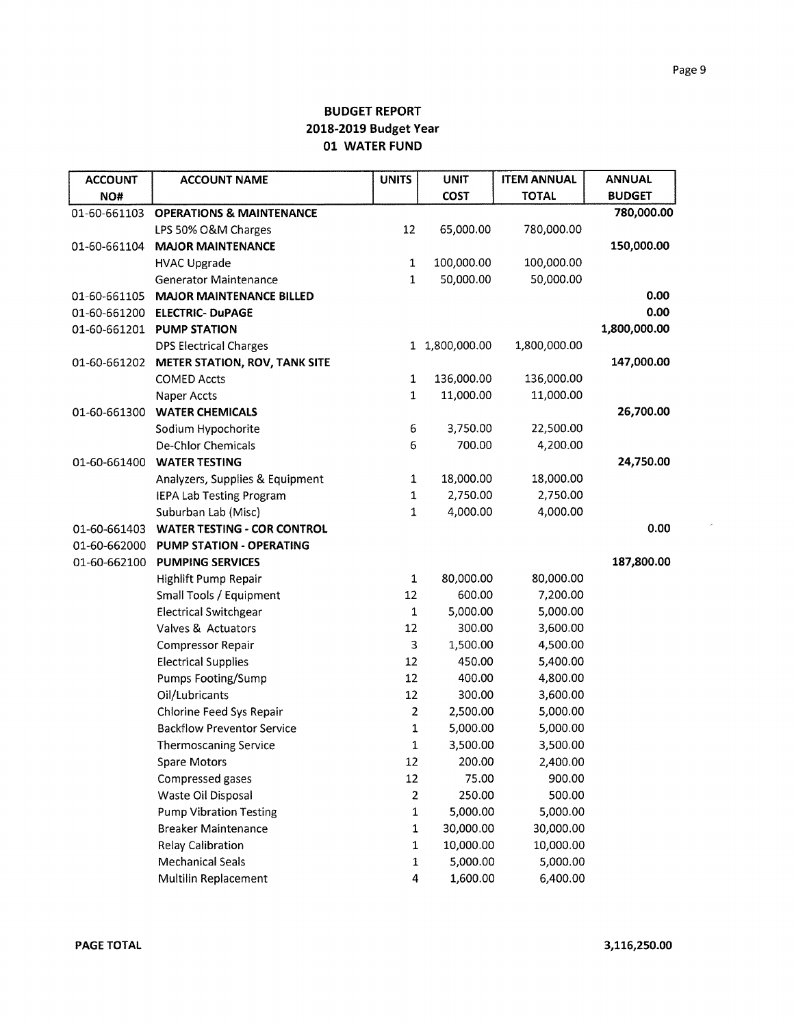# BUDGET REPORT
## 2018-2019 Budget Year
## 01 WATER FUND

| ACCOUNT NO# | ACCOUNT NAME | UNITS | UNIT COST | ITEM ANNUAL TOTAL | ANNUAL BUDGET |
|---|---|---|---|---|---|
| 01-60-661103 | **OPERATIONS & MAINTENANCE** | | | | 780,000.00 |
| | LPS 50% O&M Charges | 12 | 65,000.00 | 780,000.00 | |
| 01-60-661104 | **MAJOR MAINTENANCE** | | | | 150,000.00 |
| | HVAC Upgrade | 1 | 100,000.00 | 100,000.00 | |
| | Generator Maintenance | 1 | 50,000.00 | 50,000.00 | |
| 01-60-661105 | **MAJOR MAINTENANCE BILLED** | | | | 0.00 |
| 01-60-661200 | **ELECTRIC- DuPAGE** | | | | 0.00 |
| 01-60-661201 | **PUMP STATION** | | | | 1,800,000.00 |
| | DPS Electrical Charges | 1 | 1,800,000.00 | 1,800,000.00 | |
| 01-60-661202 | **METER STATION, ROV, TANK SITE** | | | | 147,000.00 |
| | COMED Accts | 1 | 136,000.00 | 136,000.00 | |
| | Naper Accts | 1 | 11,000.00 | 11,000.00 | |
| 01-60-661300 | **WATER CHEMICALS** | | | | 26,700.00 |
| | Sodium Hypochorite | 6 | 3,750.00 | 22,500.00 | |
| | De-Chlor Chemicals | 6 | 700.00 | 4,200.00 | |
| 01-60-661400 | **WATER TESTING** | | | | 24,750.00 |
| | Analyzers, Supplies & Equipment | 1 | 18,000.00 | 18,000.00 | |
| | IEPA Lab Testing Program | 1 | 2,750.00 | 2,750.00 | |
| | Suburban Lab (Misc) | 1 | 4,000.00 | 4,000.00 | |
| 01-60-661403 | **WATER TESTING - COR CONTROL** | | | | 0.00 |
| 01-60-662000 | **PUMP STATION - OPERATING** | | | | |
| 01-60-662100 | **PUMPING SERVICES** | | | | 187,800.00 |
| | Highlift Pump Repair | 1 | 80,000.00 | 80,000.00 | |
| | Small Tools / Equipment | 12 | 600.00 | 7,200.00 | |
| | Electrical Switchgear | 1 | 5,000.00 | 5,000.00 | |
| | Valves & Actuators | 12 | 300.00 | 3,600.00 | |
| | Compressor Repair | 3 | 1,500.00 | 4,500.00 | |
| | Electrical Supplies | 12 | 450.00 | 5,400.00 | |
| | Pumps Footing/Sump | 12 | 400.00 | 4,800.00 | |
| | Oil/Lubricants | 12 | 300.00 | 3,600.00 | |
| | Chlorine Feed Sys Repair | 2 | 2,500.00 | 5,000.00 | |
| | Backflow Preventor Service | 1 | 5,000.00 | 5,000.00 | |
| | Thermoscaning Service | 1 | 3,500.00 | 3,500.00 | |
| | Spare Motors | 12 | 200.00 | 2,400.00 | |
| | Compressed gases | 12 | 75.00 | 900.00 | |
| | Waste Oil Disposal | 2 | 250.00 | 500.00 | |
| | Pump Vibration Testing | 1 | 5,000.00 | 5,000.00 | |
| | Breaker Maintenance | 1 | 30,000.00 | 30,000.00 | |
| | Relay Calibration | 1 | 10,000.00 | 10,000.00 | |
| | Mechanical Seals | 1 | 5,000.00 | 5,000.00 | |
| | Multilin Replacement | 4 | 1,600.00 | 6,400.00 | |

**PAGE TOTAL** **3,116,250.00**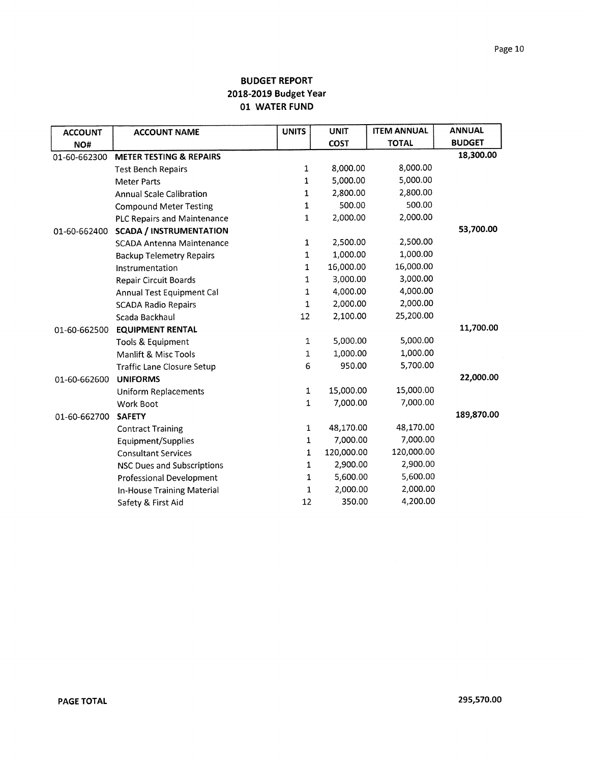**BUDGET REPORT**
**2018-2019 Budget Year**
**01 WATER FUND**

| ACCOUNT NO# | ACCOUNT NAME | UNITS | UNIT COST | ITEM ANNUAL TOTAL | ANNUAL BUDGET |
|---|---|---|---|---|---|
| 01-60-662300 | **METER TESTING & REPAIRS** | | | | 18,300.00 |
| | Test Bench Repairs | 1 | 8,000.00 | 8,000.00 | |
| | Meter Parts | 1 | 5,000.00 | 5,000.00 | |
| | Annual Scale Calibration | 1 | 2,800.00 | 2,800.00 | |
| | Compound Meter Testing | 1 | 500.00 | 500.00 | |
| | PLC Repairs and Maintenance | 1 | 2,000.00 | 2,000.00 | |
| 01-60-662400 | **SCADA / INSTRUMENTATION** | | | | 53,700.00 |
| | SCADA Antenna Maintenance | 1 | 2,500.00 | 2,500.00 | |
| | Backup Telemetry Repairs | 1 | 1,000.00 | 1,000.00 | |
| | Instrumentation | 1 | 16,000.00 | 16,000.00 | |
| | Repair Circuit Boards | 1 | 3,000.00 | 3,000.00 | |
| | Annual Test Equipment Cal | 1 | 4,000.00 | 4,000.00 | |
| | SCADA Radio Repairs | 1 | 2,000.00 | 2,000.00 | |
| | Scada Backhaul | 12 | 2,100.00 | 25,200.00 | |
| 01-60-662500 | **EQUIPMENT RENTAL** | | | | 11,700.00 |
| | Tools & Equipment | 1 | 5,000.00 | 5,000.00 | |
| | Manlift & Misc Tools | 1 | 1,000.00 | 1,000.00 | |
| | Traffic Lane Closure Setup | 6 | 950.00 | 5,700.00 | |
| 01-60-662600 | **UNIFORMS** | | | | 22,000.00 |
| | Uniform Replacements | 1 | 15,000.00 | 15,000.00 | |
| | Work Boot | 1 | 7,000.00 | 7,000.00 | |
| 01-60-662700 | **SAFETY** | | | | 189,870.00 |
| | Contract Training | 1 | 48,170.00 | 48,170.00 | |
| | Equipment/Supplies | 1 | 7,000.00 | 7,000.00 | |
| | Consultant Services | 1 | 120,000.00 | 120,000.00 | |
| | NSC Dues and Subscriptions | 1 | 2,900.00 | 2,900.00 | |
| | Professional Development | 1 | 5,600.00 | 5,600.00 | |
| | In-House Training Material | 1 | 2,000.00 | 2,000.00 | |
| | Safety & First Aid | 12 | 350.00 | 4,200.00 | |

**PAGE TOTAL** 295,570.00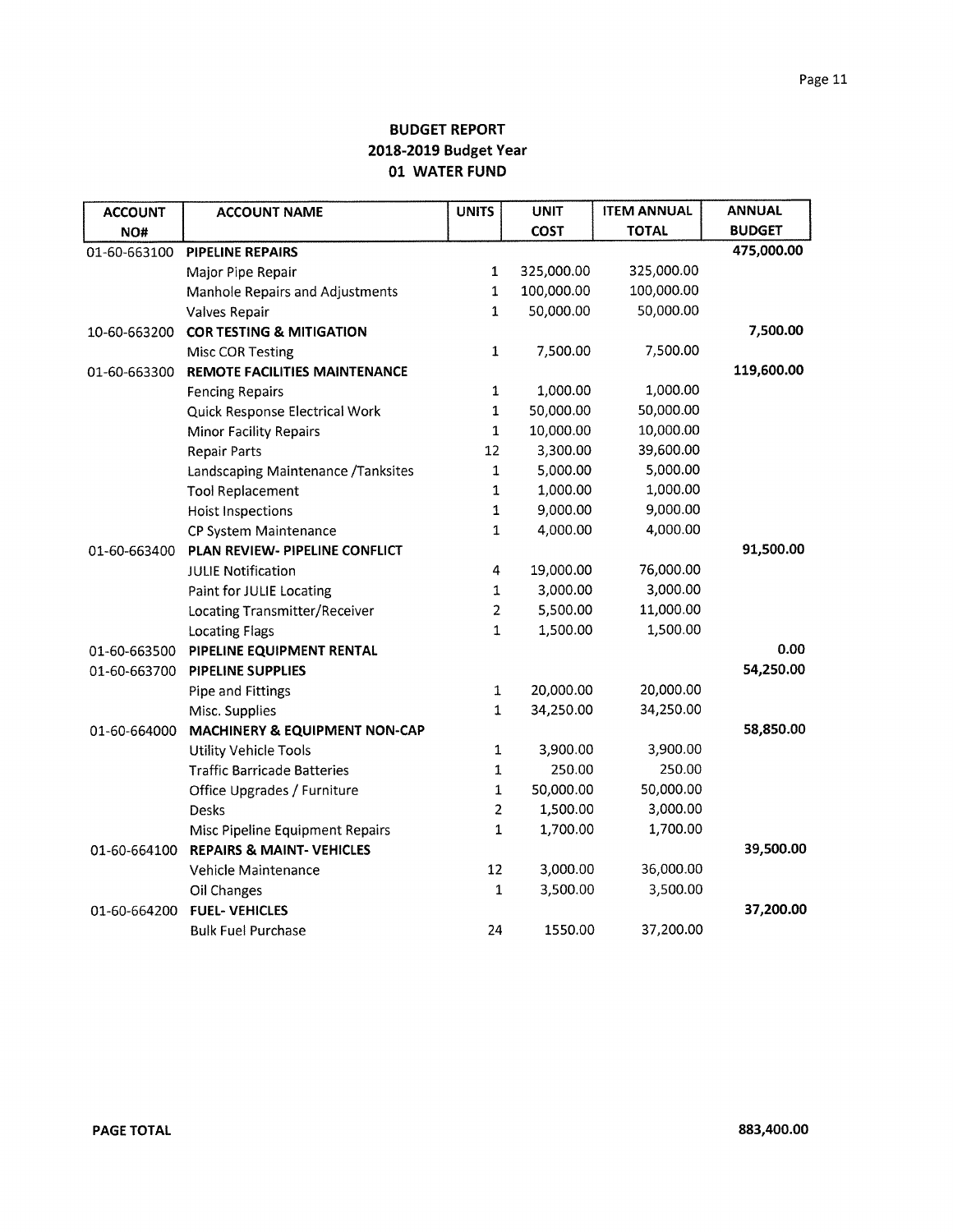**BUDGET REPORT**
**2018-2019 Budget Year**
**01 WATER FUND**

| ACCOUNT NO# | ACCOUNT NAME | UNITS | UNIT COST | ITEM ANNUAL TOTAL | ANNUAL BUDGET |
|---|---|---|---|---|---|
| 01-60-663100 | **PIPELINE REPAIRS** | | | | **475,000.00** |
| | Major Pipe Repair | 1 | 325,000.00 | 325,000.00 | |
| | Manhole Repairs and Adjustments | 1 | 100,000.00 | 100,000.00 | |
| | Valves Repair | 1 | 50,000.00 | 50,000.00 | |
| 10-60-663200 | **COR TESTING & MITIGATION** | | | | **7,500.00** |
| | Misc COR Testing | 1 | 7,500.00 | 7,500.00 | |
| 01-60-663300 | **REMOTE FACILITIES MAINTENANCE** | | | | **119,600.00** |
| | Fencing Repairs | 1 | 1,000.00 | 1,000.00 | |
| | Quick Response Electrical Work | 1 | 50,000.00 | 50,000.00 | |
| | Minor Facility Repairs | 1 | 10,000.00 | 10,000.00 | |
| | Repair Parts | 12 | 3,300.00 | 39,600.00 | |
| | Landscaping Maintenance /Tanksites | 1 | 5,000.00 | 5,000.00 | |
| | Tool Replacement | 1 | 1,000.00 | 1,000.00 | |
| | Hoist Inspections | 1 | 9,000.00 | 9,000.00 | |
| | CP System Maintenance | 1 | 4,000.00 | 4,000.00 | |
| 01-60-663400 | **PLAN REVIEW- PIPELINE CONFLICT** | | | | **91,500.00** |
| | JULIE Notification | 4 | 19,000.00 | 76,000.00 | |
| | Paint for JULIE Locating | 1 | 3,000.00 | 3,000.00 | |
| | Locating Transmitter/Receiver | 2 | 5,500.00 | 11,000.00 | |
| | Locating Flags | 1 | 1,500.00 | 1,500.00 | |
| 01-60-663500 | **PIPELINE EQUIPMENT RENTAL** | | | | **0.00** |
| 01-60-663700 | **PIPELINE SUPPLIES** | | | | **54,250.00** |
| | Pipe and Fittings | 1 | 20,000.00 | 20,000.00 | |
| | Misc. Supplies | 1 | 34,250.00 | 34,250.00 | |
| 01-60-664000 | **MACHINERY & EQUIPMENT NON-CAP** | | | | **58,850.00** |
| | Utility Vehicle Tools | 1 | 3,900.00 | 3,900.00 | |
| | Traffic Barricade Batteries | 1 | 250.00 | 250.00 | |
| | Office Upgrades / Furniture | 1 | 50,000.00 | 50,000.00 | |
| | Desks | 2 | 1,500.00 | 3,000.00 | |
| | Misc Pipeline Equipment Repairs | 1 | 1,700.00 | 1,700.00 | |
| 01-60-664100 | **REPAIRS & MAINT- VEHICLES** | | | | **39,500.00** |
| | Vehicle Maintenance | 12 | 3,000.00 | 36,000.00 | |
| | Oil Changes | 1 | 3,500.00 | 3,500.00 | |
| 01-60-664200 | **FUEL- VEHICLES** | | | | **37,200.00** |
| | Bulk Fuel Purchase | 24 | 1550.00 | 37,200.00 | |

**PAGE TOTAL** **883,400.00**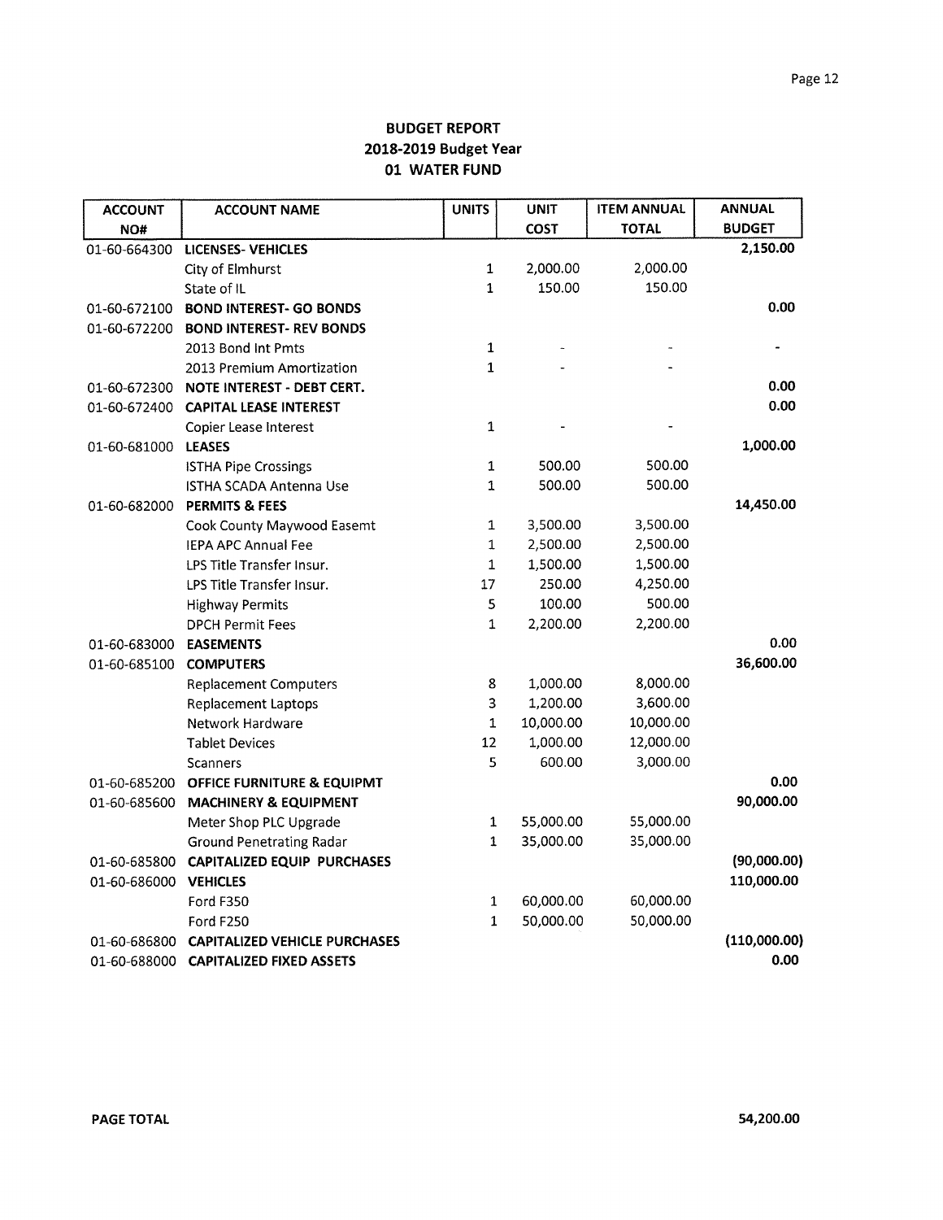**BUDGET REPORT**
**2018-2019 Budget Year**
**01 WATER FUND**

| ACCOUNT NO# | ACCOUNT NAME | UNITS | UNIT COST | ITEM ANNUAL TOTAL | ANNUAL BUDGET |
|---|---|---|---|---|---|
| 01-60-664300 | **LICENSES- VEHICLES** | | | | 2,150.00 |
| | City of Elmhurst | 1 | 2,000.00 | 2,000.00 | |
| | State of IL | 1 | 150.00 | 150.00 | |
| 01-60-672100 | **BOND INTEREST- GO BONDS** | | | | 0.00 |
| 01-60-672200 | **BOND INTEREST- REV BONDS** | | | | |
| | 2013 Bond Int Pmts | 1 | - | - | - |
| | 2013 Premium Amortization | 1 | - | - | |
| 01-60-672300 | **NOTE INTEREST - DEBT CERT.** | | | | 0.00 |
| 01-60-672400 | **CAPITAL LEASE INTEREST** | | | | 0.00 |
| | Copier Lease Interest | 1 | - | - | |
| 01-60-681000 | **LEASES** | | | | 1,000.00 |
| | ISTHA Pipe Crossings | 1 | 500.00 | 500.00 | |
| | ISTHA SCADA Antenna Use | 1 | 500.00 | 500.00 | |
| 01-60-682000 | **PERMITS & FEES** | | | | 14,450.00 |
| | Cook County Maywood Easemt | 1 | 3,500.00 | 3,500.00 | |
| | IEPA APC Annual Fee | 1 | 2,500.00 | 2,500.00 | |
| | LPS Title Transfer Insur. | 1 | 1,500.00 | 1,500.00 | |
| | LPS Title Transfer Insur. | 17 | 250.00 | 4,250.00 | |
| | Highway Permits | 5 | 100.00 | 500.00 | |
| | DPCH Permit Fees | 1 | 2,200.00 | 2,200.00 | |
| 01-60-683000 | **EASEMENTS** | | | | 0.00 |
| 01-60-685100 | **COMPUTERS** | | | | 36,600.00 |
| | Replacement Computers | 8 | 1,000.00 | 8,000.00 | |
| | Replacement Laptops | 3 | 1,200.00 | 3,600.00 | |
| | Network Hardware | 1 | 10,000.00 | 10,000.00 | |
| | Tablet Devices | 12 | 1,000.00 | 12,000.00 | |
| | Scanners | 5 | 600.00 | 3,000.00 | |
| 01-60-685200 | **OFFICE FURNITURE & EQUIPMT** | | | | 0.00 |
| 01-60-685600 | **MACHINERY & EQUIPMENT** | | | | 90,000.00 |
| | Meter Shop PLC Upgrade | 1 | 55,000.00 | 55,000.00 | |
| | Ground Penetrating Radar | 1 | 35,000.00 | 35,000.00 | |
| 01-60-685800 | **CAPITALIZED EQUIP PURCHASES** | | | | (90,000.00) |
| 01-60-686000 | **VEHICLES** | | | | 110,000.00 |
| | Ford F350 | 1 | 60,000.00 | 60,000.00 | |
| | Ford F250 | 1 | 50,000.00 | 50,000.00 | |
| 01-60-686800 | **CAPITALIZED VEHICLE PURCHASES** | | | | (110,000.00) |
| 01-60-688000 | **CAPITALIZED FIXED ASSETS** | | | | 0.00 |

**PAGE TOTAL** 54,200.00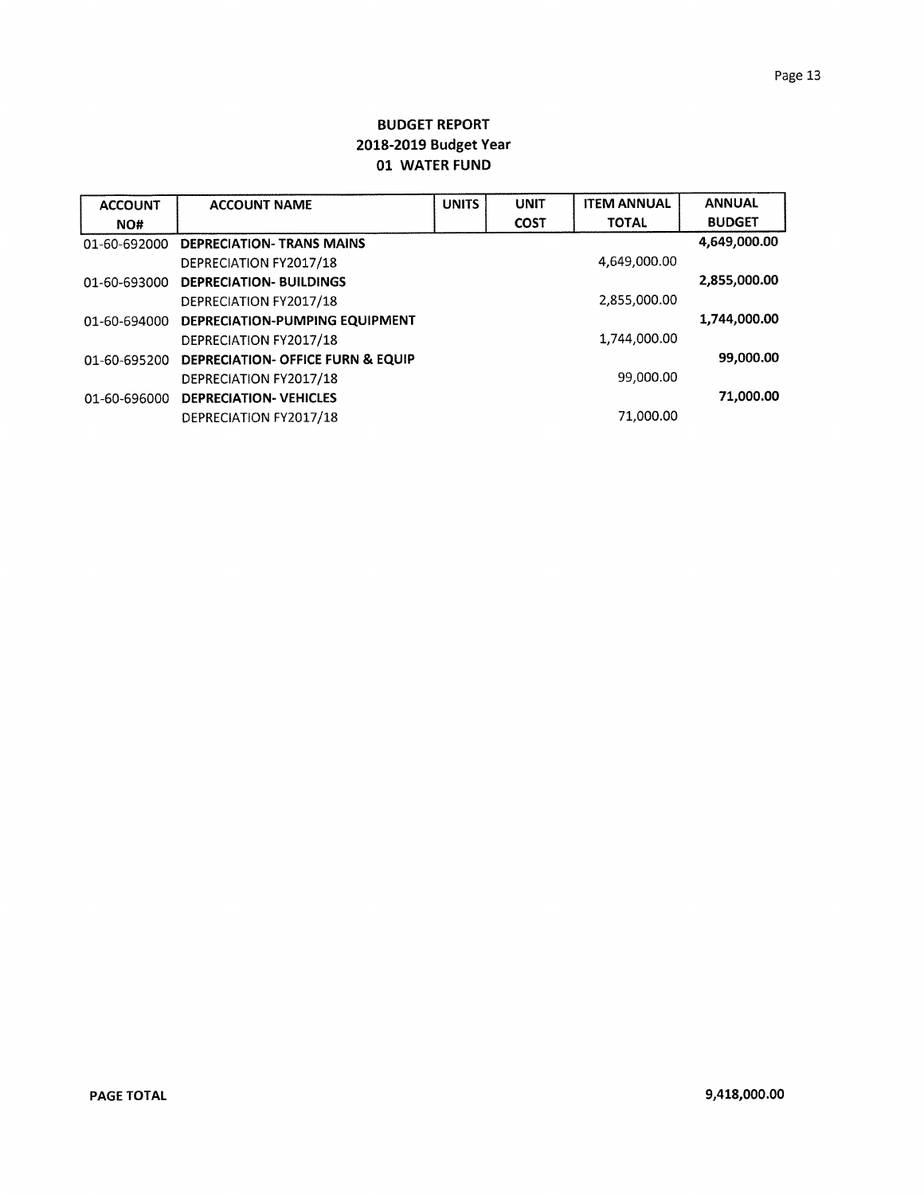## BUDGET REPORT
## 2018-2019 Budget Year
## 01 WATER FUND

| ACCOUNT NO# | ACCOUNT NAME | UNITS | UNIT COST | ITEM ANNUAL TOTAL | ANNUAL BUDGET |
|---|---|---|---|---|---|
| 01-60-692000 | **DEPRECIATION- TRANS MAINS** | | | | **4,649,000.00** |
| | DEPRECIATION FY2017/18 | | | 4,649,000.00 | |
| 01-60-693000 | **DEPRECIATION- BUILDINGS** | | | | **2,855,000.00** |
| | DEPRECIATION FY2017/18 | | | 2,855,000.00 | |
| 01-60-694000 | **DEPRECIATION-PUMPING EQUIPMENT** | | | | **1,744,000.00** |
| | DEPRECIATION FY2017/18 | | | 1,744,000.00 | |
| 01-60-695200 | **DEPRECIATION- OFFICE FURN & EQUIP** | | | | **99,000.00** |
| | DEPRECIATION FY2017/18 | | | 99,000.00 | |
| 01-60-696000 | **DEPRECIATION- VEHICLES** | | | | **71,000.00** |
| | DEPRECIATION FY2017/18 | | | 71,000.00 | |

**PAGE TOTAL** **9,418,000.00**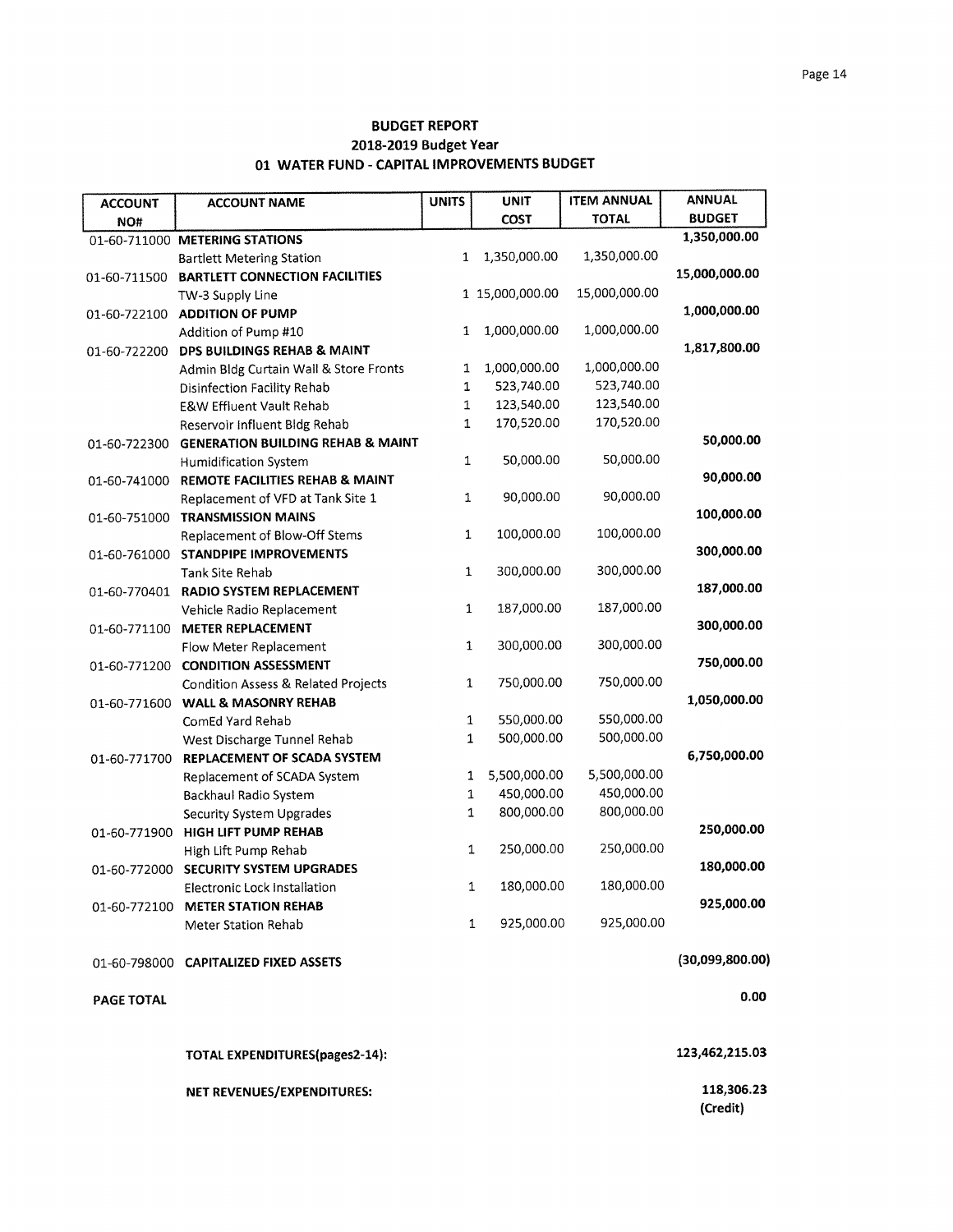# BUDGET REPORT
## 2018-2019 Budget Year
## 01 WATER FUND - CAPITAL IMPROVEMENTS BUDGET

| ACCOUNT NO# | ACCOUNT NAME | UNITS | UNIT COST | ITEM ANNUAL TOTAL | ANNUAL BUDGET |
|---|---|---|---|---|---|
| 01-60-711000 | **METERING STATIONS** | | | | 1,350,000.00 |
| | Bartlett Metering Station | 1 | 1,350,000.00 | 1,350,000.00 | |
| 01-60-711500 | **BARTLETT CONNECTION FACILITIES** | | | | 15,000,000.00 |
| | TW-3 Supply Line | 1 | 15,000,000.00 | 15,000,000.00 | |
| 01-60-722100 | **ADDITION OF PUMP** | | | | 1,000,000.00 |
| | Addition of Pump #10 | 1 | 1,000,000.00 | 1,000,000.00 | |
| 01-60-722200 | **DPS BUILDINGS REHAB & MAINT** | | | | 1,817,800.00 |
| | Admin Bldg Curtain Wall & Store Fronts | 1 | 1,000,000.00 | 1,000,000.00 | |
| | Disinfection Facility Rehab | 1 | 523,740.00 | 523,740.00 | |
| | E&W Effluent Vault Rehab | 1 | 123,540.00 | 123,540.00 | |
| | Reservoir Influent Bldg Rehab | 1 | 170,520.00 | 170,520.00 | |
| 01-60-722300 | **GENERATION BUILDING REHAB & MAINT** | | | | 50,000.00 |
| | Humidification System | 1 | 50,000.00 | 50,000.00 | |
| 01-60-741000 | **REMOTE FACILITIES REHAB & MAINT** | | | | 90,000.00 |
| | Replacement of VFD at Tank Site 1 | 1 | 90,000.00 | 90,000.00 | |
| 01-60-751000 | **TRANSMISSION MAINS** | | | | 100,000.00 |
| | Replacement of Blow-Off Stems | 1 | 100,000.00 | 100,000.00 | |
| 01-60-761000 | **STANDPIPE IMPROVEMENTS** | | | | 300,000.00 |
| | Tank Site Rehab | 1 | 300,000.00 | 300,000.00 | |
| 01-60-770401 | **RADIO SYSTEM REPLACEMENT** | | | | 187,000.00 |
| | Vehicle Radio Replacement | 1 | 187,000.00 | 187,000.00 | |
| 01-60-771100 | **METER REPLACEMENT** | | | | 300,000.00 |
| | Flow Meter Replacement | 1 | 300,000.00 | 300,000.00 | |
| 01-60-771200 | **CONDITION ASSESSMENT** | | | | 750,000.00 |
| | Condition Assess & Related Projects | 1 | 750,000.00 | 750,000.00 | |
| 01-60-771600 | **WALL & MASONRY REHAB** | | | | 1,050,000.00 |
| | ComEd Yard Rehab | 1 | 550,000.00 | 550,000.00 | |
| | West Discharge Tunnel Rehab | 1 | 500,000.00 | 500,000.00 | |
| 01-60-771700 | **REPLACEMENT OF SCADA SYSTEM** | | | | 6,750,000.00 |
| | Replacement of SCADA System | 1 | 5,500,000.00 | 5,500,000.00 | |
| | Backhaul Radio System | 1 | 450,000.00 | 450,000.00 | |
| | Security System Upgrades | 1 | 800,000.00 | 800,000.00 | |
| 01-60-771900 | **HIGH LIFT PUMP REHAB** | | | | 250,000.00 |
| | High Lift Pump Rehab | 1 | 250,000.00 | 250,000.00 | |
| 01-60-772000 | **SECURITY SYSTEM UPGRADES** | | | | 180,000.00 |
| | Electronic Lock Installation | 1 | 180,000.00 | 180,000.00 | |
| 01-60-772100 | **METER STATION REHAB** | | | | 925,000.00 |
| | Meter Station Rehab | 1 | 925,000.00 | 925,000.00 | |
| 01-60-798000 | **CAPITALIZED FIXED ASSETS** | | | | (30,099,800.00) |
| **PAGE TOTAL** | | | | | 0.00 |

**TOTAL EXPENDITURES(pages2-14):** 123,462,215.03

**NET REVENUES/EXPENDITURES:** 118,306.23 (Credit)